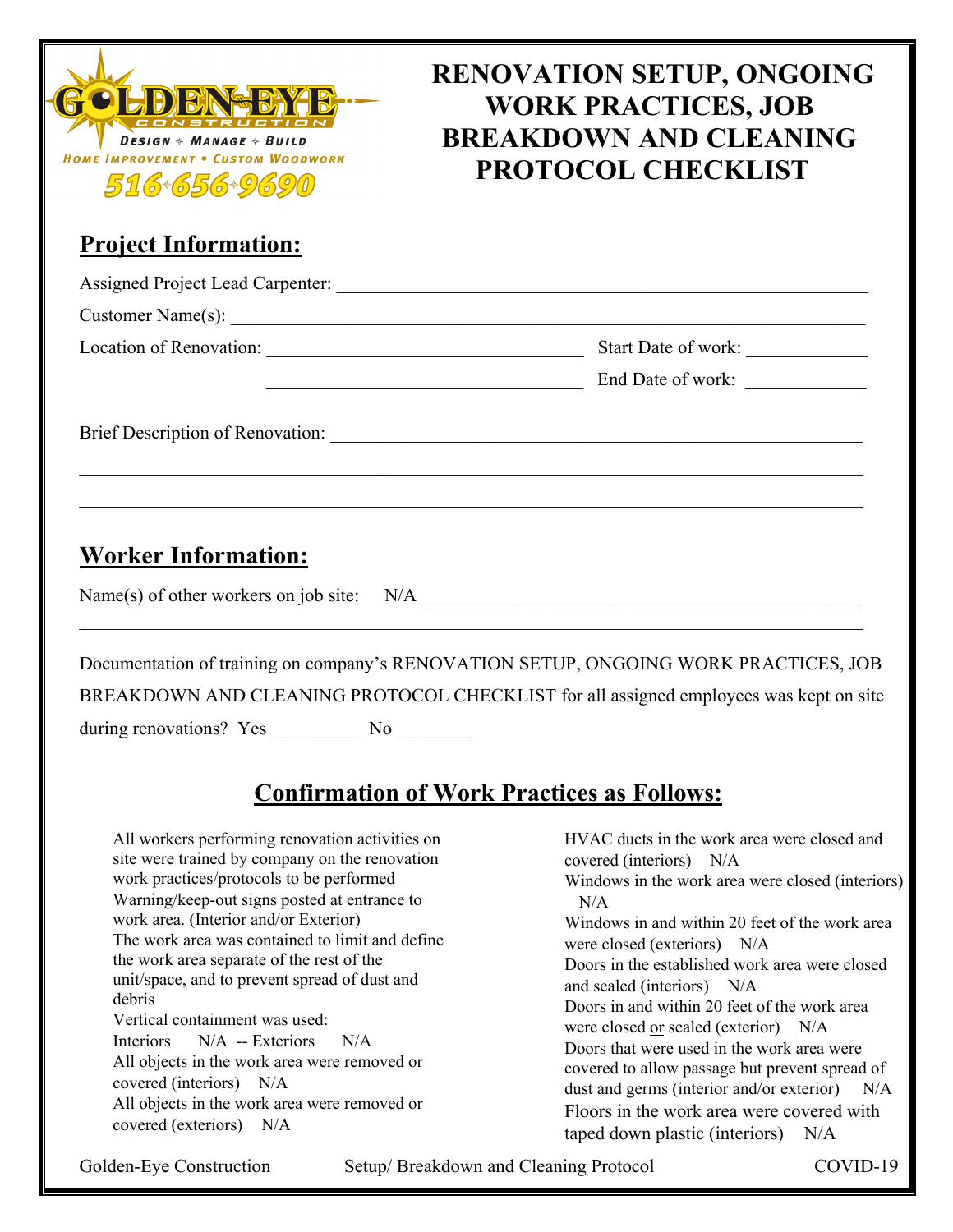GOLDEN-EYE CONSTRUCTION
DESIGN + MANAGE + BUILD
HOME IMPROVEMENT • CUSTOM WOODWORK
516-656-9690

# RENOVATION SETUP, ONGOING WORK PRACTICES, JOB BREAKDOWN AND CLEANING PROTOCOL CHECKLIST

## Project Information:

Assigned Project Lead Carpenter: ________________________________________________

Customer Name(s): ________________________________________________

Location of Renovation: ______________________ Start Date of work: __________

______________________ End Date of work: __________

Brief Description of Renovation: ________________________________________________

________________________________________________

________________________________________________

## Worker Information:

Name(s) of other workers on job site: N/A ________________________________________________

________________________________________________

Documentation of training on company's RENOVATION SETUP, ONGOING WORK PRACTICES, JOB BREAKDOWN AND CLEANING PROTOCOL CHECKLIST for all assigned employees was kept on site during renovations? Yes ________ No ________

## Confirmation of Work Practices as Follows:

All workers performing renovation activities on site were trained by company on the renovation work practices/protocols to be performed

Warning/keep-out signs posted at entrance to work area. (Interior and/or Exterior)

The work area was contained to limit and define the work area separate of the rest of the unit/space, and to prevent spread of dust and debris

Vertical containment was used:
Interiors N/A -- Exteriors N/A

All objects in the work area were removed or covered (interiors) N/A

All objects in the work area were removed or covered (exteriors) N/A

HVAC ducts in the work area were closed and covered (interiors) N/A

Windows in the work area were closed (interiors) N/A

Windows in and within 20 feet of the work area were closed (exteriors) N/A

Doors in the established work area were closed and sealed (interiors) N/A

Doors in and within 20 feet of the work area were closed or sealed (exterior) N/A

Doors that were used in the work area were covered to allow passage but prevent spread of dust and germs (interior and/or exterior) N/A

Floors in the work area were covered with taped down plastic (interiors) N/A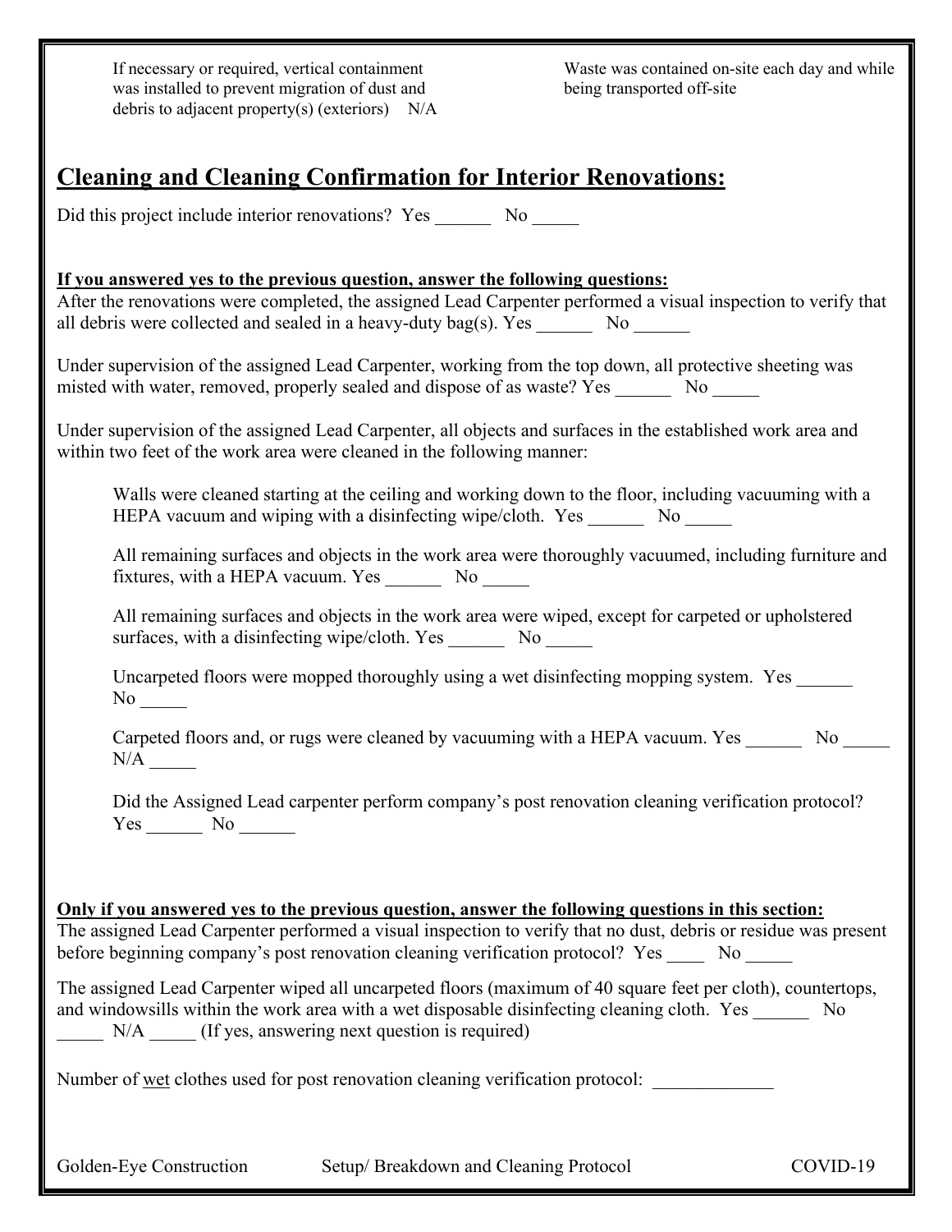If necessary or required, vertical containment was installed to prevent migration of dust and debris to adjacent property(s) (exteriors) N/A

Waste was contained on-site each day and while being transported off-site

## Cleaning and Cleaning Confirmation for Interior Renovations:

Did this project include interior renovations? Yes ______ No _____

**If you answered yes to the previous question, answer the following questions:**

After the renovations were completed, the assigned Lead Carpenter performed a visual inspection to verify that all debris were collected and sealed in a heavy-duty bag(s). Yes ______ No ______

Under supervision of the assigned Lead Carpenter, working from the top down, all protective sheeting was misted with water, removed, properly sealed and dispose of as waste? Yes ______ No _____

Under supervision of the assigned Lead Carpenter, all objects and surfaces in the established work area and within two feet of the work area were cleaned in the following manner:

Walls were cleaned starting at the ceiling and working down to the floor, including vacuuming with a HEPA vacuum and wiping with a disinfecting wipe/cloth. Yes ______ No _____

All remaining surfaces and objects in the work area were thoroughly vacuumed, including furniture and fixtures, with a HEPA vacuum. Yes ______ No _____

All remaining surfaces and objects in the work area were wiped, except for carpeted or upholstered surfaces, with a disinfecting wipe/cloth. Yes ______ No _____

Uncarpeted floors were mopped thoroughly using a wet disinfecting mopping system. Yes ______ No _____

Carpeted floors and, or rugs were cleaned by vacuuming with a HEPA vacuum. Yes ______ No _____ N/A _____

Did the Assigned Lead carpenter perform company's post renovation cleaning verification protocol? Yes ______ No ______

**Only if you answered yes to the previous question, answer the following questions in this section:**

The assigned Lead Carpenter performed a visual inspection to verify that no dust, debris or residue was present before beginning company's post renovation cleaning verification protocol? Yes ____ No _____

The assigned Lead Carpenter wiped all uncarpeted floors (maximum of 40 square feet per cloth), countertops, and windowsills within the work area with a wet disposable disinfecting cleaning cloth. Yes ______ No _____ N/A _____ (If yes, answering next question is required)

Number of wet clothes used for post renovation cleaning verification protocol: _____________

Golden-Eye Construction Setup/ Breakdown and Cleaning Protocol COVID-19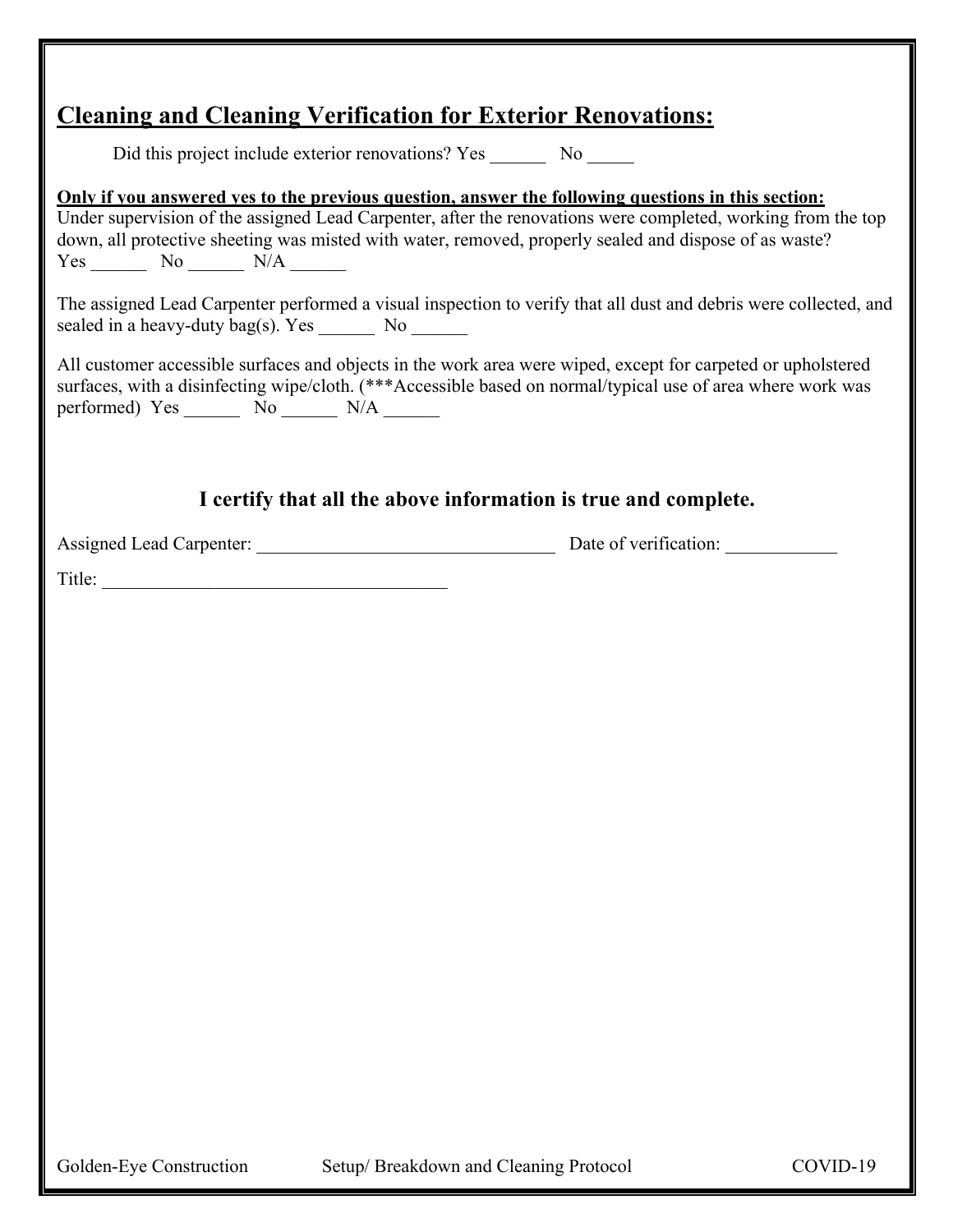## Cleaning and Cleaning Verification for Exterior Renovations:

Did this project include exterior renovations? Yes ______ No _____

**Only if you answered yes to the previous question, answer the following questions in this section:**
Under supervision of the assigned Lead Carpenter, after the renovations were completed, working from the top down, all protective sheeting was misted with water, removed, properly sealed and dispose of as waste?
Yes ______ No ______ N/A ______

The assigned Lead Carpenter performed a visual inspection to verify that all dust and debris were collected, and sealed in a heavy-duty bag(s). Yes ______ No ______

All customer accessible surfaces and objects in the work area were wiped, except for carpeted or upholstered surfaces, with a disinfecting wipe/cloth. (***Accessible based on normal/typical use of area where work was performed) Yes ______ No ______ N/A ______

**I certify that all the above information is true and complete.**

Assigned Lead Carpenter: ________________________________ Date of verification: ____________

Title: ____________________________________